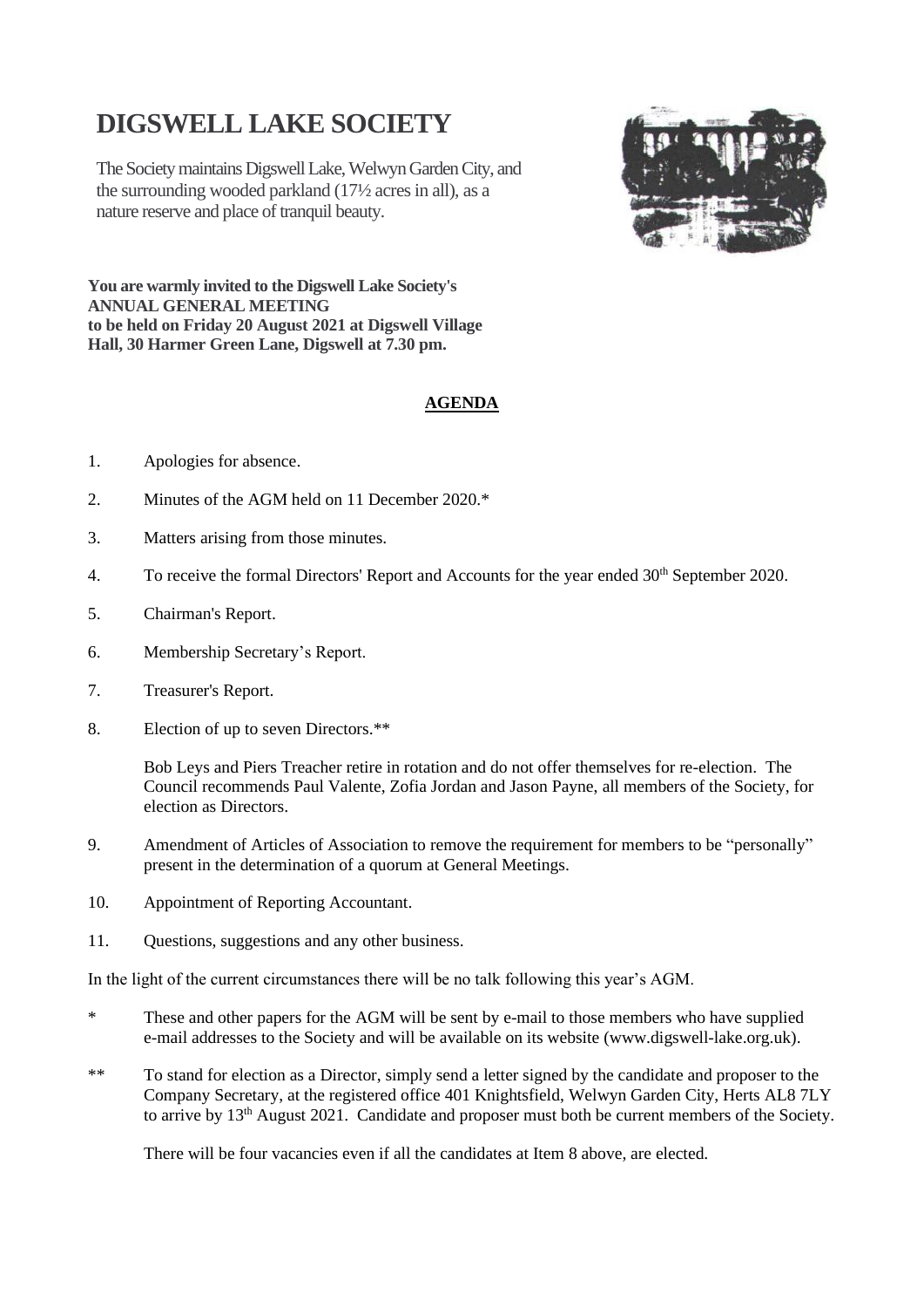# DIGSWELL LAKE SOCIETY

The Society maintains Digswell Lake, Welwyn Garden City, and the surrounding wooded parkland (17½ acres in all), as a nature reserve and place of tranquil beauty.

**You are warmly invited to the Digswell Lake Society's ANNUAL GENERAL MEETING to be held on Friday 20 August 2021 at Digswell Village Hall, 30 Harmer Green Lane, Digswell at 7.30 pm.**

## AGENDA

1. Apologies for absence.
2. Minutes of the AGM held on 11 December 2020.*
3. Matters arising from those minutes.
4. To receive the formal Directors' Report and Accounts for the year ended 30th September 2020.
5. Chairman's Report.
6. Membership Secretary's Report.
7. Treasurer's Report.
8. Election of up to seven Directors.**

   Bob Leys and Piers Treacher retire in rotation and do not offer themselves for re-election. The Council recommends Paul Valente, Zofia Jordan and Jason Payne, all members of the Society, for election as Directors.
9. Amendment of Articles of Association to remove the requirement for members to be "personally" present in the determination of a quorum at General Meetings.
10. Appointment of Reporting Accountant.
11. Questions, suggestions and any other business.

In the light of the current circumstances there will be no talk following this year's AGM.

\* These and other papers for the AGM will be sent by e-mail to those members who have supplied e-mail addresses to the Society and will be available on its website (www.digswell-lake.org.uk).

\*\* To stand for election as a Director, simply send a letter signed by the candidate and proposer to the Company Secretary, at the registered office 401 Knightsfield, Welwyn Garden City, Herts AL8 7LY to arrive by 13th August 2021. Candidate and proposer must both be current members of the Society.

There will be four vacancies even if all the candidates at Item 8 above, are elected.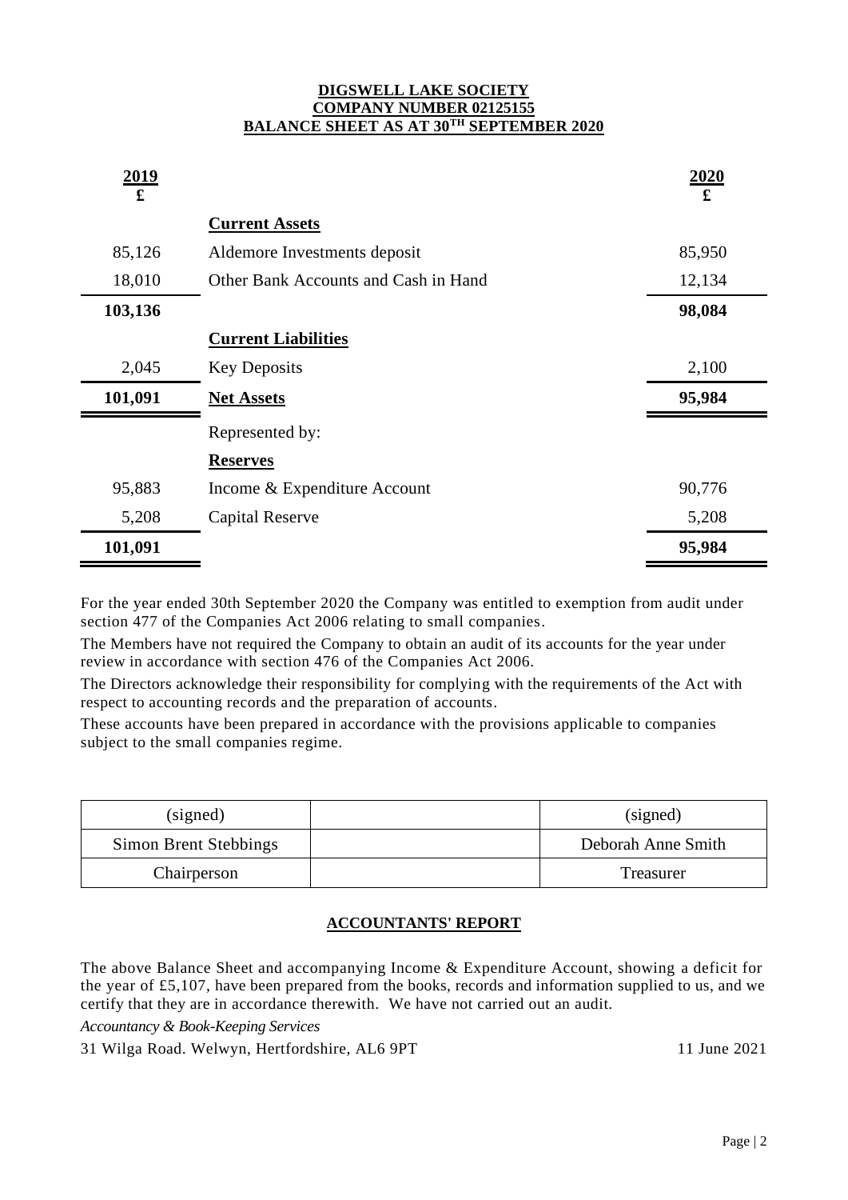# DIGSWELL LAKE SOCIETY
## COMPANY NUMBER 02125155
## BALANCE SHEET AS AT 30TH SEPTEMBER 2020

| 2019 £ | | 2020 £ |
|---|---|---|
| | **Current Assets** | |
| 85,126 | Aldemore Investments deposit | 85,950 |
| 18,010 | Other Bank Accounts and Cash in Hand | 12,134 |
| **103,136** | | **98,084** |
| | **Current Liabilities** | |
| 2,045 | Key Deposits | 2,100 |
| **101,091** | **Net Assets** | **95,984** |
| | Represented by: | |
| | **Reserves** | |
| 95,883 | Income & Expenditure Account | 90,776 |
| 5,208 | Capital Reserve | 5,208 |
| **101,091** | | **95,984** |

For the year ended 30th September 2020 the Company was entitled to exemption from audit under section 477 of the Companies Act 2006 relating to small companies.

The Members have not required the Company to obtain an audit of its accounts for the year under review in accordance with section 476 of the Companies Act 2006.

The Directors acknowledge their responsibility for complying with the requirements of the Act with respect to accounting records and the preparation of accounts.

These accounts have been prepared in accordance with the provisions applicable to companies subject to the small companies regime.

| (signed) | | (signed) |
|---|---|---|
| Simon Brent Stebbings | | Deborah Anne Smith |
| Chairperson | | Treasurer |

## ACCOUNTANTS' REPORT

The above Balance Sheet and accompanying Income & Expenditure Account, showing a deficit for the year of £5,107, have been prepared from the books, records and information supplied to us, and we certify that they are in accordance therewith. We have not carried out an audit.

*Accountancy & Book-Keeping Services*

31 Wilga Road. Welwyn, Hertfordshire, AL6 9PT — 11 June 2021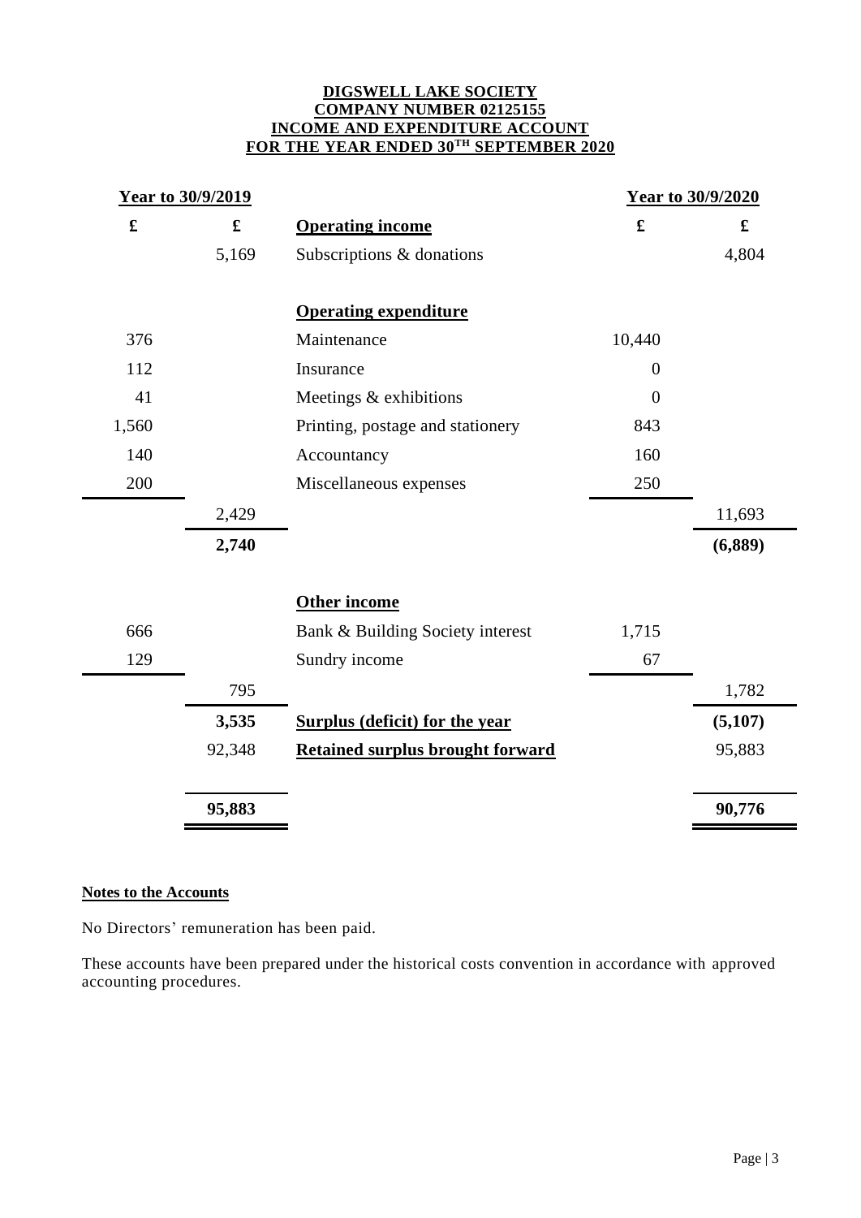**DIGSWELL LAKE SOCIETY**
**COMPANY NUMBER 02125155**
**INCOME AND EXPENDITURE ACCOUNT**
**FOR THE YEAR ENDED 30TH SEPTEMBER 2020**

| Year to 30/9/2019 | | | Year to 30/9/2020 | |
|---|---|---|---|---|
| £ | £ | **Operating income** | £ | £ |
| | 5,169 | Subscriptions & donations | | 4,804 |
| | | | | |
| | | **Operating expenditure** | | |
| 376 | | Maintenance | 10,440 | |
| 112 | | Insurance | 0 | |
| 41 | | Meetings & exhibitions | 0 | |
| 1,560 | | Printing, postage and stationery | 843 | |
| 140 | | Accountancy | 160 | |
| 200 | | Miscellaneous expenses | 250 | |
| | 2,429 | | | 11,693 |
| | **2,740** | | | **(6,889)** |
| | | | | |
| | | **Other income** | | |
| 666 | | Bank & Building Society interest | 1,715 | |
| 129 | | Sundry income | 67 | |
| | 795 | | | 1,782 |
| | **3,535** | **Surplus (deficit) for the year** | | **(5,107)** |
| | 92,348 | **Retained surplus brought forward** | | 95,883 |
| | | | | |
| | **95,883** | | | **90,776** |

**Notes to the Accounts**

No Directors' remuneration has been paid.

These accounts have been prepared under the historical costs convention in accordance with approved accounting procedures.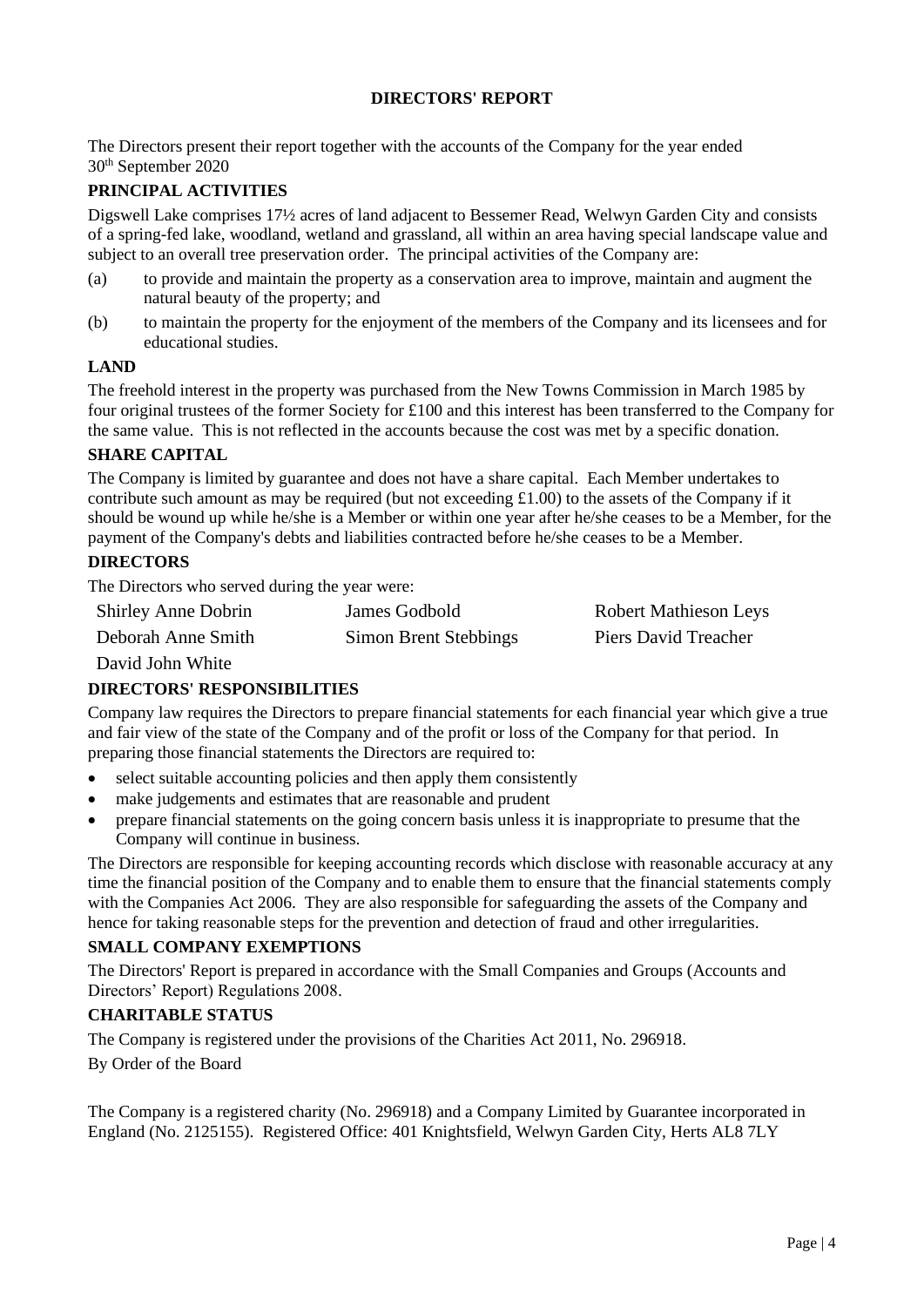# DIRECTORS' REPORT

The Directors present their report together with the accounts of the Company for the year ended 30th September 2020

## PRINCIPAL ACTIVITIES

Digswell Lake comprises 17½ acres of land adjacent to Bessemer Read, Welwyn Garden City and consists of a spring-fed lake, woodland, wetland and grassland, all within an area having special landscape value and subject to an overall tree preservation order. The principal activities of the Company are:

(a) to provide and maintain the property as a conservation area to improve, maintain and augment the natural beauty of the property; and

(b) to maintain the property for the enjoyment of the members of the Company and its licensees and for educational studies.

## LAND

The freehold interest in the property was purchased from the New Towns Commission in March 1985 by four original trustees of the former Society for £100 and this interest has been transferred to the Company for the same value. This is not reflected in the accounts because the cost was met by a specific donation.

## SHARE CAPITAL

The Company is limited by guarantee and does not have a share capital. Each Member undertakes to contribute such amount as may be required (but not exceeding £1.00) to the assets of the Company if it should be wound up while he/she is a Member or within one year after he/she ceases to be a Member, for the payment of the Company's debts and liabilities contracted before he/she ceases to be a Member.

## DIRECTORS

The Directors who served during the year were:

| | | |
|---|---|---|
| Shirley Anne Dobrin | James Godbold | Robert Mathieson Leys |
| Deborah Anne Smith | Simon Brent Stebbings | Piers David Treacher |
| David John White | | |

## DIRECTORS' RESPONSIBILITIES

Company law requires the Directors to prepare financial statements for each financial year which give a true and fair view of the state of the Company and of the profit or loss of the Company for that period. In preparing those financial statements the Directors are required to:

- select suitable accounting policies and then apply them consistently
- make judgements and estimates that are reasonable and prudent
- prepare financial statements on the going concern basis unless it is inappropriate to presume that the Company will continue in business.

The Directors are responsible for keeping accounting records which disclose with reasonable accuracy at any time the financial position of the Company and to enable them to ensure that the financial statements comply with the Companies Act 2006. They are also responsible for safeguarding the assets of the Company and hence for taking reasonable steps for the prevention and detection of fraud and other irregularities.

## SMALL COMPANY EXEMPTIONS

The Directors' Report is prepared in accordance with the Small Companies and Groups (Accounts and Directors' Report) Regulations 2008.

## CHARITABLE STATUS

The Company is registered under the provisions of the Charities Act 2011, No. 296918.

By Order of the Board

The Company is a registered charity (No. 296918) and a Company Limited by Guarantee incorporated in England (No. 2125155). Registered Office: 401 Knightsfield, Welwyn Garden City, Herts AL8 7LY